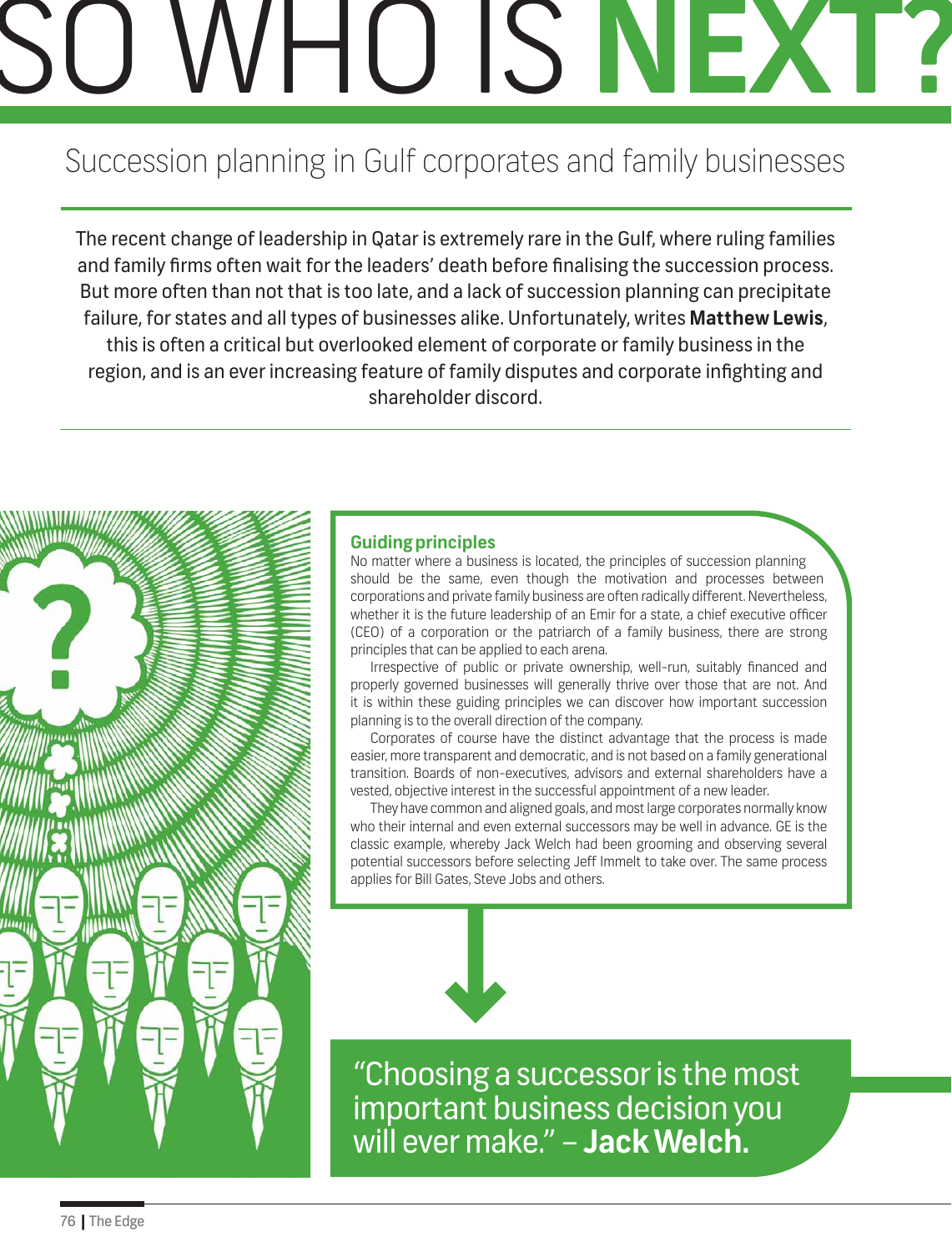# SO WHO IS NEXT?

## Succession planning in Gulf corporates and family businesses

The recent change of leadership in Qatar is extremely rare in the Gulf, where ruling families and family firms often wait for the leaders' death before finalising the succession process. But more often than not that is too late, and a lack of succession planning can precipitate failure, for states and all types of businesses alike. Unfortunately, writes **Matthew Lewis**, this is often a critical but overlooked element of corporate or family business in the region, and is an ever increasing feature of family disputes and corporate infighting and shareholder discord.

### Guiding principles

No matter where a business is located, the principles of succession planning should be the same, even though the motivation and processes between corporations and private family business are often radically different. Nevertheless, whether it is the future leadership of an Emir for a state, a chief executive officer (CEO) of a corporation or the patriarch of a family business, there are strong principles that can be applied to each arena.

Irrespective of public or private ownership, well-run, suitably financed and properly governed businesses will generally thrive over those that are not. And it is within these guiding principles we can discover how important succession planning is to the overall direction of the company.

Corporates of course have the distinct advantage that the process is made easier, more transparent and democratic, and is not based on a family generational transition. Boards of non-executives, advisors and external shareholders have a vested, objective interest in the successful appointment of a new leader.

They have common and aligned goals, and most large corporates normally know who their internal and even external successors may be well in advance. GE is the classic example, whereby Jack Welch had been grooming and observing several potential successors before selecting Jeff Immelt to take over. The same process applies for Bill Gates, Steve Jobs and others.

"Choosing a successor is the most important business decision you will ever make." – **Jack Welch.**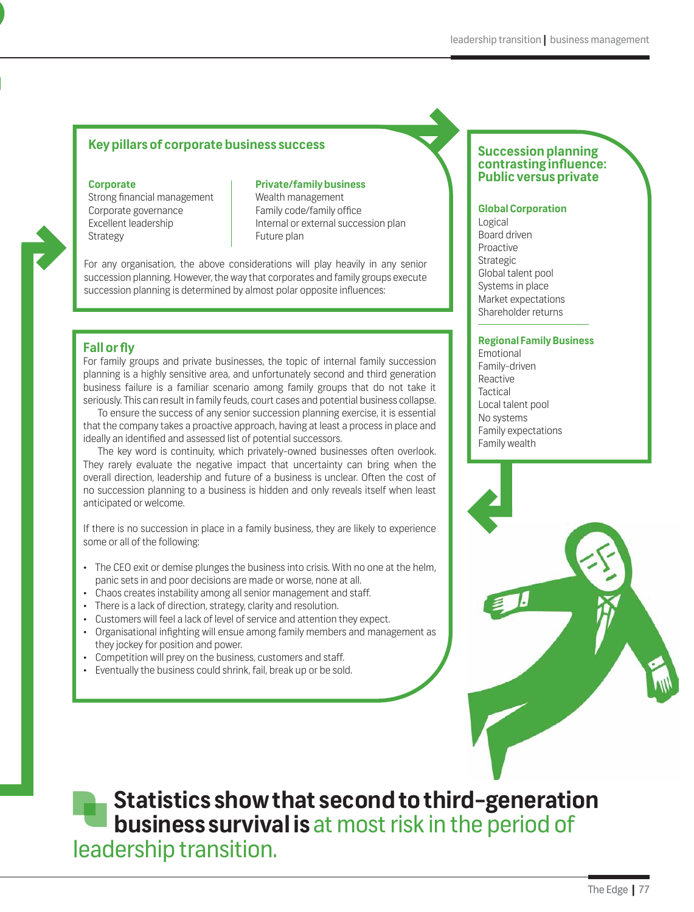## Key pillars of corporate business success

| Corporate | Private/family business |
| --- | --- |
| Strong financial management | Wealth management |
| Corporate governance | Family code/family office |
| Excellent leadership | Internal or external succession plan |
| Strategy | Future plan |

For any organisation, the above considerations will play heavily in any senior succession planning. However, the way that corporates and family groups execute succession planning is determined by almost polar opposite influences:

## Fall or fly

For family groups and private businesses, the topic of internal family succession planning is a highly sensitive area, and unfortunately second and third generation business failure is a familiar scenario among family groups that do not take it seriously. This can result in family feuds, court cases and potential business collapse.

To ensure the success of any senior succession planning exercise, it is essential that the company takes a proactive approach, having at least a process in place and ideally an identified and assessed list of potential successors.

The key word is continuity, which privately-owned businesses often overlook. They rarely evaluate the negative impact that uncertainty can bring when the overall direction, leadership and future of a business is unclear. Often the cost of no succession planning to a business is hidden and only reveals itself when least anticipated or welcome.

If there is no succession in place in a family business, they are likely to experience some or all of the following:

- The CEO exit or demise plunges the business into crisis. With no one at the helm, panic sets in and poor decisions are made or worse, none at all.
- Chaos creates instability among all senior management and staff.
- There is a lack of direction, strategy, clarity and resolution.
- Customers will feel a lack of level of service and attention they expect.
- Organisational infighting will ensue among family members and management as they jockey for position and power.
- Competition will prey on the business, customers and staff.
- Eventually the business could shrink, fail, break up or be sold.

## Succession planning contrasting influence: Public versus private

**Global Corporation**

Logical
Board driven
Proactive
Strategic
Global talent pool
Systems in place
Market expectations
Shareholder returns

**Regional Family Business**

Emotional
Family-driven
Reactive
Tactical
Local talent pool
No systems
Family expectations
Family wealth

**Statistics show that second to third-generation business survival is** at most risk in the period of leadership transition.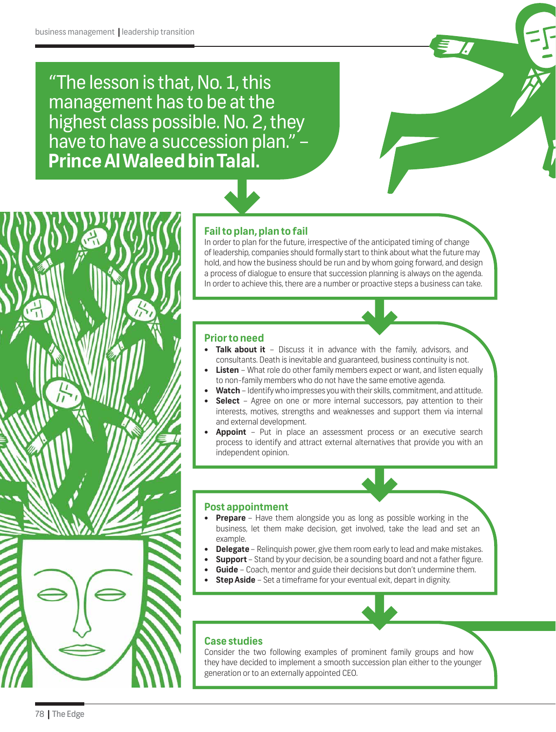"The lesson is that, No. 1, this management has to be at the highest class possible. No. 2, they have to have a succession plan." – **Prince Al Waleed bin Talal.**

## Fail to plan, plan to fail

In order to plan for the future, irrespective of the anticipated timing of change of leadership, companies should formally start to think about what the future may hold, and how the business should be run and by whom going forward, and design a process of dialogue to ensure that succession planning is always on the agenda. In order to achieve this, there are a number or proactive steps a business can take.

## Prior to need

- **Talk about it** – Discuss it in advance with the family, advisors, and consultants. Death is inevitable and guaranteed, business continuity is not.
- **Listen** – What role do other family members expect or want, and listen equally to non-family members who do not have the same emotive agenda.
- **Watch** – Identify who impresses you with their skills, commitment, and attitude.
- **Select** – Agree on one or more internal successors, pay attention to their interests, motives, strengths and weaknesses and support them via internal and external development.
- **Appoint** – Put in place an assessment process or an executive search process to identify and attract external alternatives that provide you with an independent opinion.

## Post appointment

- **Prepare** – Have them alongside you as long as possible working in the business, let them make decision, get involved, take the lead and set an example.
- **Delegate** – Relinquish power, give them room early to lead and make mistakes.
- **Support** – Stand by your decision, be a sounding board and not a father figure.
- **Guide** – Coach, mentor and guide their decisions but don't undermine them.
- **Step Aside** – Set a timeframe for your eventual exit, depart in dignity.

## Case studies

Consider the two following examples of prominent family groups and how they have decided to implement a smooth succession plan either to the younger generation or to an externally appointed CEO.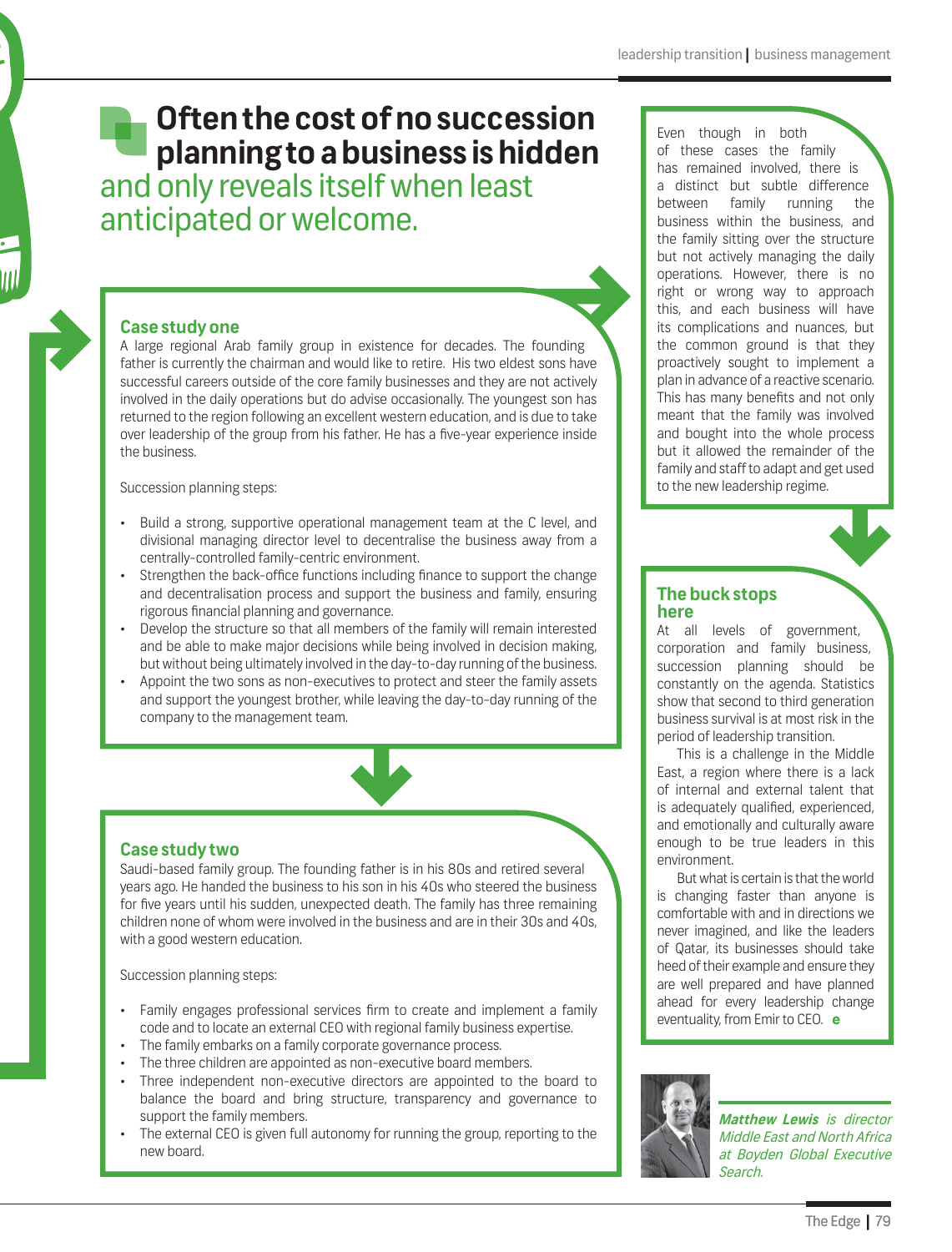**Often the cost of no succession planning to a business is hidden** and only reveals itself when least anticipated or welcome.

### Case study one

A large regional Arab family group in existence for decades. The founding father is currently the chairman and would like to retire. His two eldest sons have successful careers outside of the core family businesses and they are not actively involved in the daily operations but do advise occasionally. The youngest son has returned to the region following an excellent western education, and is due to take over leadership of the group from his father. He has a five-year experience inside the business.

Succession planning steps:

- Build a strong, supportive operational management team at the C level, and divisional managing director level to decentralise the business away from a centrally-controlled family-centric environment.
- Strengthen the back-office functions including finance to support the change and decentralisation process and support the business and family, ensuring rigorous financial planning and governance.
- Develop the structure so that all members of the family will remain interested and be able to make major decisions while being involved in decision making, but without being ultimately involved in the day-to-day running of the business.
- Appoint the two sons as non-executives to protect and steer the family assets and support the youngest brother, while leaving the day-to-day running of the company to the management team.

### Case study two

Saudi-based family group. The founding father is in his 80s and retired several years ago. He handed the business to his son in his 40s who steered the business for five years until his sudden, unexpected death. The family has three remaining children none of whom were involved in the business and are in their 30s and 40s, with a good western education.

Succession planning steps:

- Family engages professional services firm to create and implement a family code and to locate an external CEO with regional family business expertise.
- The family embarks on a family corporate governance process.
- The three children are appointed as non-executive board members.
- Three independent non-executive directors are appointed to the board to balance the board and bring structure, transparency and governance to support the family members.
- The external CEO is given full autonomy for running the group, reporting to the new board.

Even though in both of these cases the family has remained involved, there is a distinct but subtle difference between family running the business within the business, and the family sitting over the structure but not actively managing the daily operations. However, there is no right or wrong way to approach this, and each business will have its complications and nuances, but the common ground is that they proactively sought to implement a plan in advance of a reactive scenario. This has many benefits and not only meant that the family was involved and bought into the whole process but it allowed the remainder of the family and staff to adapt and get used to the new leadership regime.

### The buck stops here

At all levels of government, corporation and family business, succession planning should be constantly on the agenda. Statistics show that second to third generation business survival is at most risk in the period of leadership transition.

This is a challenge in the Middle East, a region where there is a lack of internal and external talent that is adequately qualified, experienced, and emotionally and culturally aware enough to be true leaders in this environment.

But what is certain is that the world is changing faster than anyone is comfortable with and in directions we never imagined, and like the leaders of Qatar, its businesses should take heed of their example and ensure they are well prepared and have planned ahead for every leadership change eventuality, from Emir to CEO. **e**

***Matthew Lewis*** *is director Middle East and North Africa at Boyden Global Executive Search.*